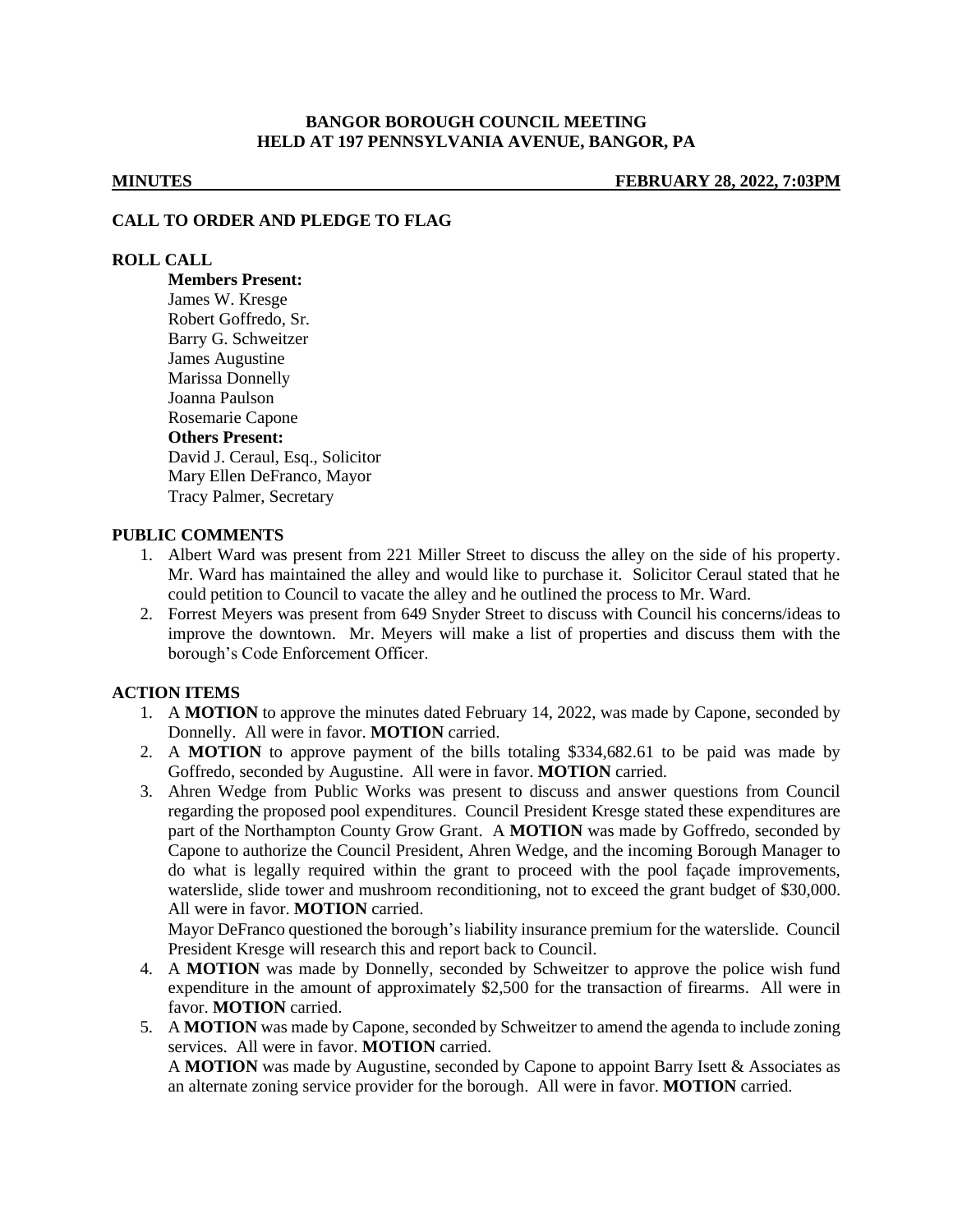**BANGOR BOROUGH COUNCIL MEETING**
**HELD AT 197 PENNSYLVANIA AVENUE, BANGOR, PA**

**MINUTES** **FEBRUARY 28, 2022, 7:03PM**

## CALL TO ORDER AND PLEDGE TO FLAG

## ROLL CALL

**Members Present:**
James W. Kresge
Robert Goffredo, Sr.
Barry G. Schweitzer
James Augustine
Marissa Donnelly
Joanna Paulson
Rosemarie Capone
**Others Present:**
David J. Ceraul, Esq., Solicitor
Mary Ellen DeFranco, Mayor
Tracy Palmer, Secretary

## PUBLIC COMMENTS

1. Albert Ward was present from 221 Miller Street to discuss the alley on the side of his property. Mr. Ward has maintained the alley and would like to purchase it. Solicitor Ceraul stated that he could petition to Council to vacate the alley and he outlined the process to Mr. Ward.
2. Forrest Meyers was present from 649 Snyder Street to discuss with Council his concerns/ideas to improve the downtown. Mr. Meyers will make a list of properties and discuss them with the borough's Code Enforcement Officer.

## ACTION ITEMS

1. A **MOTION** to approve the minutes dated February 14, 2022, was made by Capone, seconded by Donnelly. All were in favor. **MOTION** carried.
2. A **MOTION** to approve payment of the bills totaling $334,682.61 to be paid was made by Goffredo, seconded by Augustine. All were in favor. **MOTION** carried.
3. Ahren Wedge from Public Works was present to discuss and answer questions from Council regarding the proposed pool expenditures. Council President Kresge stated these expenditures are part of the Northampton County Grow Grant. A **MOTION** was made by Goffredo, seconded by Capone to authorize the Council President, Ahren Wedge, and the incoming Borough Manager to do what is legally required within the grant to proceed with the pool façade improvements, waterslide, slide tower and mushroom reconditioning, not to exceed the grant budget of $30,000. All were in favor. **MOTION** carried.
   Mayor DeFranco questioned the borough's liability insurance premium for the waterslide. Council President Kresge will research this and report back to Council.
4. A **MOTION** was made by Donnelly, seconded by Schweitzer to approve the police wish fund expenditure in the amount of approximately $2,500 for the transaction of firearms. All were in favor. **MOTION** carried.
5. A **MOTION** was made by Capone, seconded by Schweitzer to amend the agenda to include zoning services. All were in favor. **MOTION** carried.
   A **MOTION** was made by Augustine, seconded by Capone to appoint Barry Isett & Associates as an alternate zoning service provider for the borough. All were in favor. **MOTION** carried.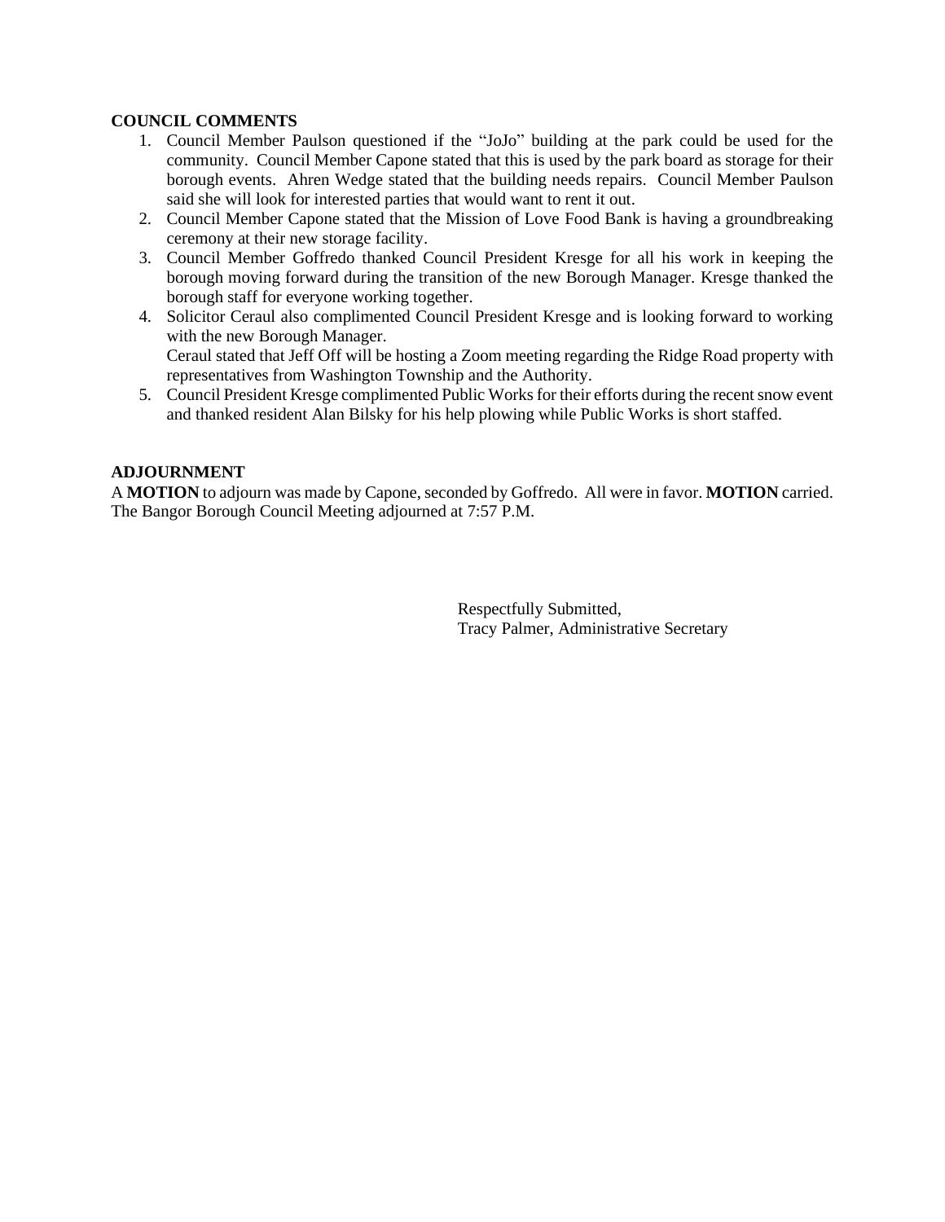**COUNCIL COMMENTS**

1. Council Member Paulson questioned if the "JoJo" building at the park could be used for the community. Council Member Capone stated that this is used by the park board as storage for their borough events. Ahren Wedge stated that the building needs repairs. Council Member Paulson said she will look for interested parties that would want to rent it out.
2. Council Member Capone stated that the Mission of Love Food Bank is having a groundbreaking ceremony at their new storage facility.
3. Council Member Goffredo thanked Council President Kresge for all his work in keeping the borough moving forward during the transition of the new Borough Manager. Kresge thanked the borough staff for everyone working together.
4. Solicitor Ceraul also complimented Council President Kresge and is looking forward to working with the new Borough Manager.
   Ceraul stated that Jeff Off will be hosting a Zoom meeting regarding the Ridge Road property with representatives from Washington Township and the Authority.
5. Council President Kresge complimented Public Works for their efforts during the recent snow event and thanked resident Alan Bilsky for his help plowing while Public Works is short staffed.

**ADJOURNMENT**

A **MOTION** to adjourn was made by Capone, seconded by Goffredo. All were in favor. **MOTION** carried. The Bangor Borough Council Meeting adjourned at 7:57 P.M.

Respectfully Submitted,
Tracy Palmer, Administrative Secretary